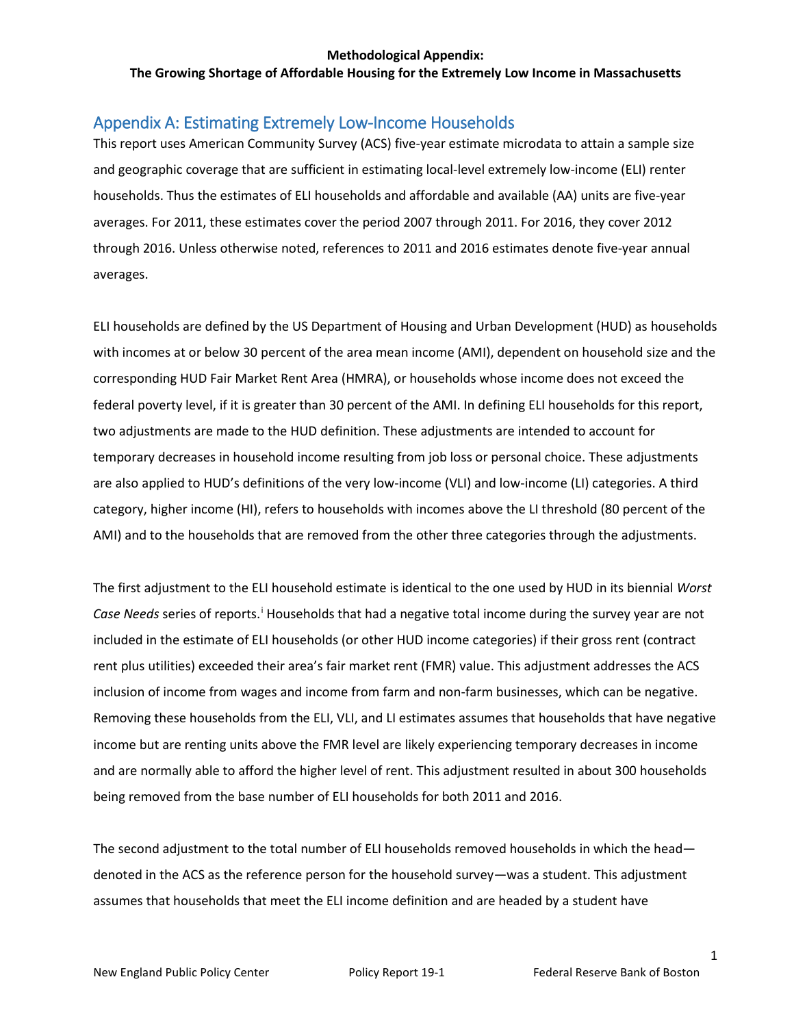**Methodological Appendix:**
**The Growing Shortage of Affordable Housing for the Extremely Low Income in Massachusetts**

## Appendix A: Estimating Extremely Low-Income Households

This report uses American Community Survey (ACS) five-year estimate microdata to attain a sample size and geographic coverage that are sufficient in estimating local-level extremely low-income (ELI) renter households. Thus the estimates of ELI households and affordable and available (AA) units are five-year averages. For 2011, these estimates cover the period 2007 through 2011. For 2016, they cover 2012 through 2016. Unless otherwise noted, references to 2011 and 2016 estimates denote five-year annual averages.

ELI households are defined by the US Department of Housing and Urban Development (HUD) as households with incomes at or below 30 percent of the area mean income (AMI), dependent on household size and the corresponding HUD Fair Market Rent Area (HMRA), or households whose income does not exceed the federal poverty level, if it is greater than 30 percent of the AMI. In defining ELI households for this report, two adjustments are made to the HUD definition. These adjustments are intended to account for temporary decreases in household income resulting from job loss or personal choice. These adjustments are also applied to HUD's definitions of the very low-income (VLI) and low-income (LI) categories. A third category, higher income (HI), refers to households with incomes above the LI threshold (80 percent of the AMI) and to the households that are removed from the other three categories through the adjustments.

The first adjustment to the ELI household estimate is identical to the one used by HUD in its biennial *Worst Case Needs* series of reports.[i] Households that had a negative total income during the survey year are not included in the estimate of ELI households (or other HUD income categories) if their gross rent (contract rent plus utilities) exceeded their area's fair market rent (FMR) value. This adjustment addresses the ACS inclusion of income from wages and income from farm and non-farm businesses, which can be negative. Removing these households from the ELI, VLI, and LI estimates assumes that households that have negative income but are renting units above the FMR level are likely experiencing temporary decreases in income and are normally able to afford the higher level of rent. This adjustment resulted in about 300 households being removed from the base number of ELI households for both 2011 and 2016.

The second adjustment to the total number of ELI households removed households in which the head—denoted in the ACS as the reference person for the household survey—was a student. This adjustment assumes that households that meet the ELI income definition and are headed by a student have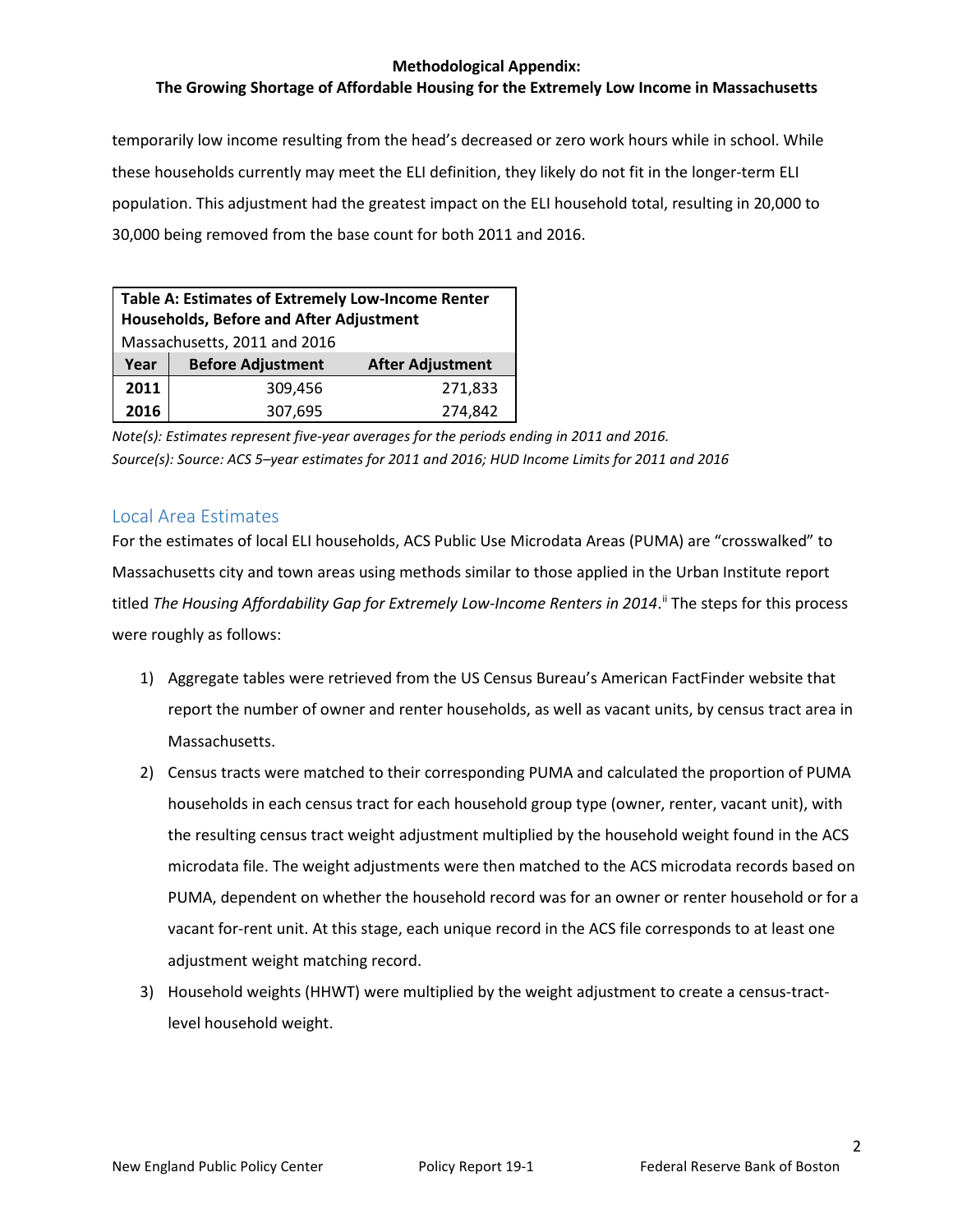temporarily low income resulting from the head's decreased or zero work hours while in school. While these households currently may meet the ELI definition, they likely do not fit in the longer-term ELI population. This adjustment had the greatest impact on the ELI household total, resulting in 20,000 to 30,000 being removed from the base count for both 2011 and 2016.

**Table A: Estimates of Extremely Low-Income Renter Households, Before and After Adjustment**

Massachusetts, 2011 and 2016

| Year | Before Adjustment | After Adjustment |
|---|---|---|
| **2011** | 309,456 | 271,833 |
| **2016** | 307,695 | 274,842 |

*Note(s): Estimates represent five-year averages for the periods ending in 2011 and 2016.*
*Source(s): Source: ACS 5–year estimates for 2011 and 2016; HUD Income Limits for 2011 and 2016*

## Local Area Estimates

For the estimates of local ELI households, ACS Public Use Microdata Areas (PUMA) are "crosswalked" to Massachusetts city and town areas using methods similar to those applied in the Urban Institute report titled *The Housing Affordability Gap for Extremely Low-Income Renters in 2014*.[ii] The steps for this process were roughly as follows:

1) Aggregate tables were retrieved from the US Census Bureau's American FactFinder website that report the number of owner and renter households, as well as vacant units, by census tract area in Massachusetts.
2) Census tracts were matched to their corresponding PUMA and calculated the proportion of PUMA households in each census tract for each household group type (owner, renter, vacant unit), with the resulting census tract weight adjustment multiplied by the household weight found in the ACS microdata file. The weight adjustments were then matched to the ACS microdata records based on PUMA, dependent on whether the household record was for an owner or renter household or for a vacant for-rent unit. At this stage, each unique record in the ACS file corresponds to at least one adjustment weight matching record.
3) Household weights (HHWT) were multiplied by the weight adjustment to create a census-tract-level household weight.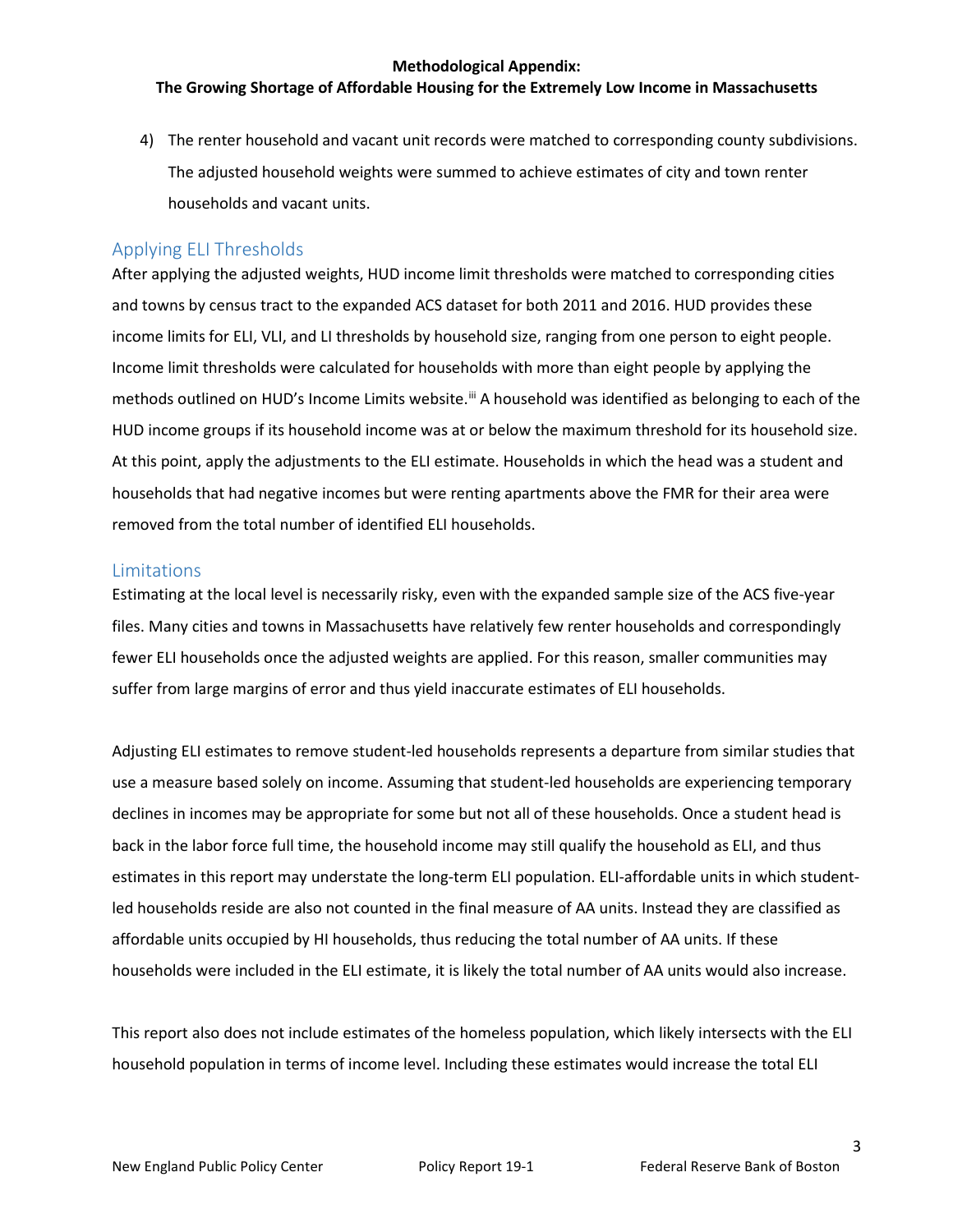4) The renter household and vacant unit records were matched to corresponding county subdivisions. The adjusted household weights were summed to achieve estimates of city and town renter households and vacant units.

## Applying ELI Thresholds

After applying the adjusted weights, HUD income limit thresholds were matched to corresponding cities and towns by census tract to the expanded ACS dataset for both 2011 and 2016. HUD provides these income limits for ELI, VLI, and LI thresholds by household size, ranging from one person to eight people. Income limit thresholds were calculated for households with more than eight people by applying the methods outlined on HUD's Income Limits website.[iii] A household was identified as belonging to each of the HUD income groups if its household income was at or below the maximum threshold for its household size. At this point, apply the adjustments to the ELI estimate. Households in which the head was a student and households that had negative incomes but were renting apartments above the FMR for their area were removed from the total number of identified ELI households.

## Limitations

Estimating at the local level is necessarily risky, even with the expanded sample size of the ACS five-year files. Many cities and towns in Massachusetts have relatively few renter households and correspondingly fewer ELI households once the adjusted weights are applied. For this reason, smaller communities may suffer from large margins of error and thus yield inaccurate estimates of ELI households.

Adjusting ELI estimates to remove student-led households represents a departure from similar studies that use a measure based solely on income. Assuming that student-led households are experiencing temporary declines in incomes may be appropriate for some but not all of these households. Once a student head is back in the labor force full time, the household income may still qualify the household as ELI, and thus estimates in this report may understate the long-term ELI population. ELI-affordable units in which student-led households reside are also not counted in the final measure of AA units. Instead they are classified as affordable units occupied by HI households, thus reducing the total number of AA units. If these households were included in the ELI estimate, it is likely the total number of AA units would also increase.

This report also does not include estimates of the homeless population, which likely intersects with the ELI household population in terms of income level. Including these estimates would increase the total ELI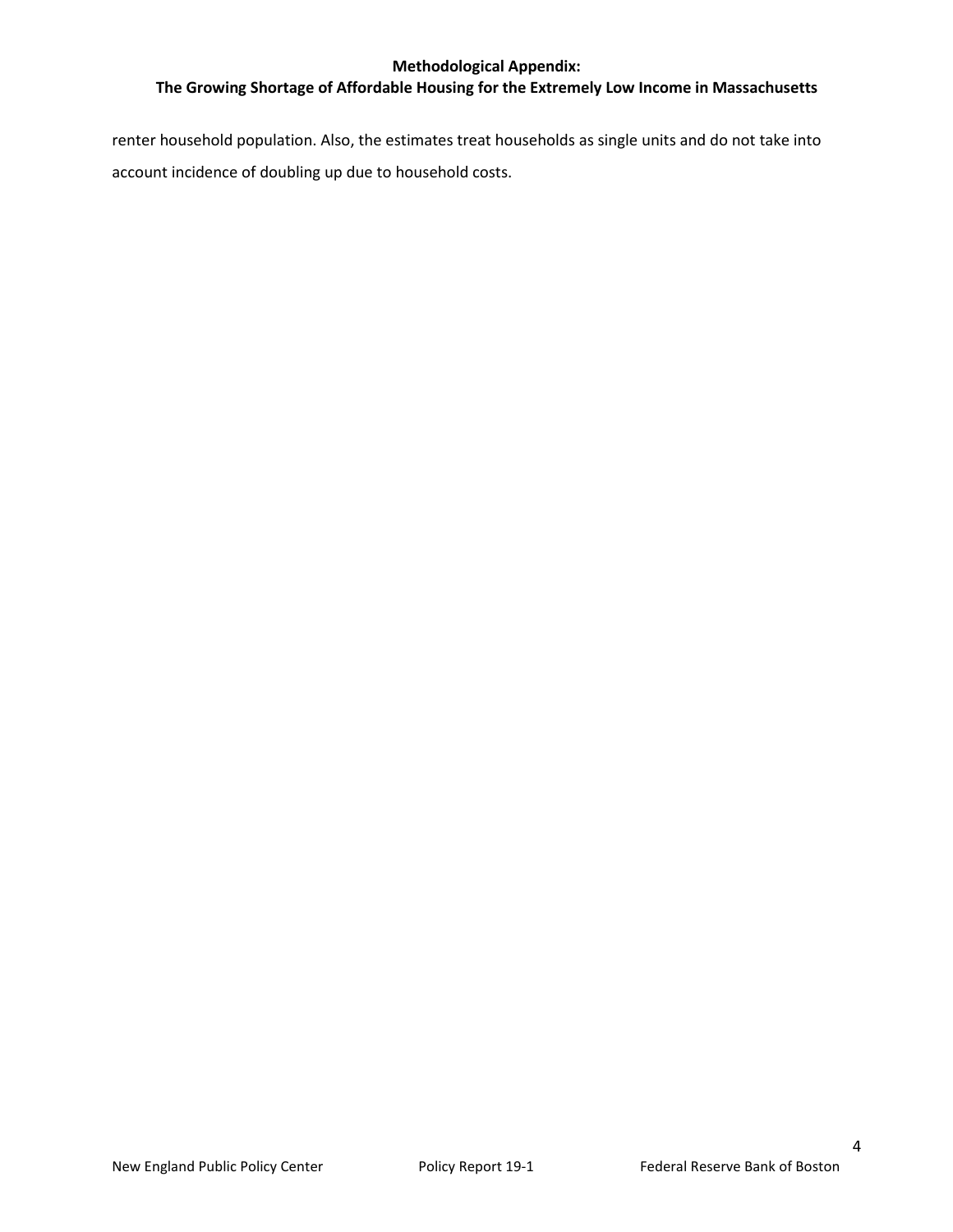renter household population. Also, the estimates treat households as single units and do not take into account incidence of doubling up due to household costs.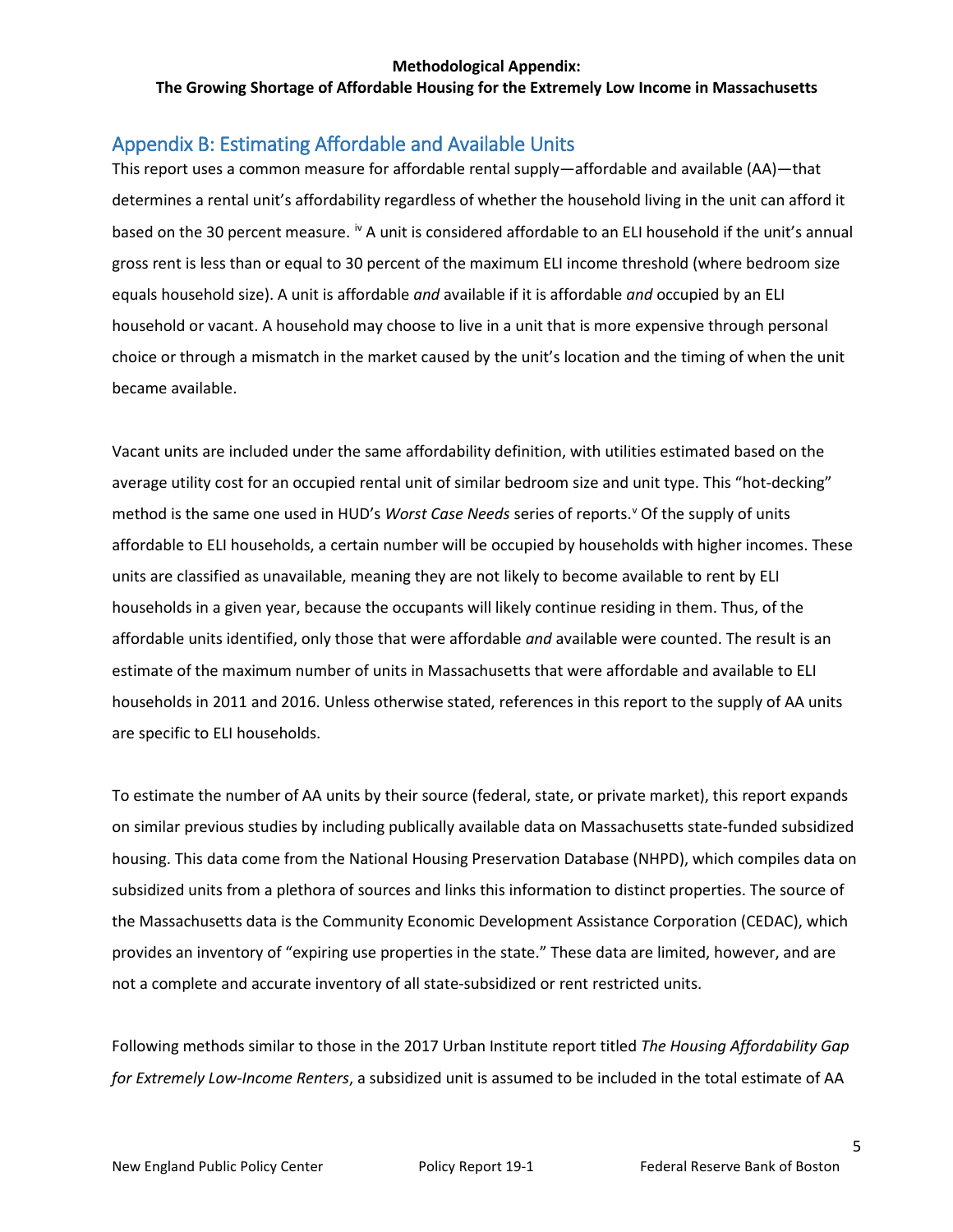## Appendix B: Estimating Affordable and Available Units

This report uses a common measure for affordable rental supply—affordable and available (AA)—that determines a rental unit's affordability regardless of whether the household living in the unit can afford it based on the 30 percent measure. [iv] A unit is considered affordable to an ELI household if the unit's annual gross rent is less than or equal to 30 percent of the maximum ELI income threshold (where bedroom size equals household size). A unit is affordable *and* available if it is affordable *and* occupied by an ELI household or vacant. A household may choose to live in a unit that is more expensive through personal choice or through a mismatch in the market caused by the unit's location and the timing of when the unit became available.

Vacant units are included under the same affordability definition, with utilities estimated based on the average utility cost for an occupied rental unit of similar bedroom size and unit type. This "hot-decking" method is the same one used in HUD's *Worst Case Needs* series of reports.[v] Of the supply of units affordable to ELI households, a certain number will be occupied by households with higher incomes. These units are classified as unavailable, meaning they are not likely to become available to rent by ELI households in a given year, because the occupants will likely continue residing in them. Thus, of the affordable units identified, only those that were affordable *and* available were counted. The result is an estimate of the maximum number of units in Massachusetts that were affordable and available to ELI households in 2011 and 2016. Unless otherwise stated, references in this report to the supply of AA units are specific to ELI households.

To estimate the number of AA units by their source (federal, state, or private market), this report expands on similar previous studies by including publically available data on Massachusetts state-funded subsidized housing. This data come from the National Housing Preservation Database (NHPD), which compiles data on subsidized units from a plethora of sources and links this information to distinct properties. The source of the Massachusetts data is the Community Economic Development Assistance Corporation (CEDAC), which provides an inventory of "expiring use properties in the state." These data are limited, however, and are not a complete and accurate inventory of all state-subsidized or rent restricted units.

Following methods similar to those in the 2017 Urban Institute report titled *The Housing Affordability Gap for Extremely Low-Income Renters*, a subsidized unit is assumed to be included in the total estimate of AA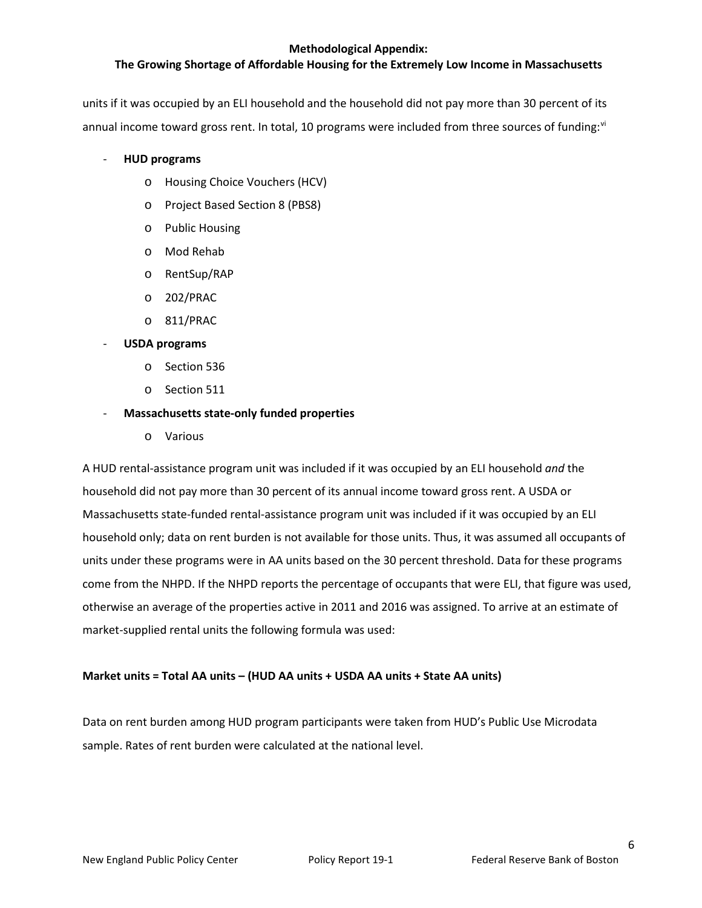units if it was occupied by an ELI household and the household did not pay more than 30 percent of its annual income toward gross rent. In total, 10 programs were included from three sources of funding:[vi]

- **HUD programs**
  - Housing Choice Vouchers (HCV)
  - Project Based Section 8 (PBS8)
  - Public Housing
  - Mod Rehab
  - RentSup/RAP
  - 202/PRAC
  - 811/PRAC
- **USDA programs**
  - Section 536
  - Section 511
- **Massachusetts state-only funded properties**
  - Various

A HUD rental-assistance program unit was included if it was occupied by an ELI household *and* the household did not pay more than 30 percent of its annual income toward gross rent. A USDA or Massachusetts state-funded rental-assistance program unit was included if it was occupied by an ELI household only; data on rent burden is not available for those units. Thus, it was assumed all occupants of units under these programs were in AA units based on the 30 percent threshold. Data for these programs come from the NHPD. If the NHPD reports the percentage of occupants that were ELI, that figure was used, otherwise an average of the properties active in 2011 and 2016 was assigned. To arrive at an estimate of market-supplied rental units the following formula was used:

**Market units = Total AA units – (HUD AA units + USDA AA units + State AA units)**

Data on rent burden among HUD program participants were taken from HUD's Public Use Microdata sample. Rates of rent burden were calculated at the national level.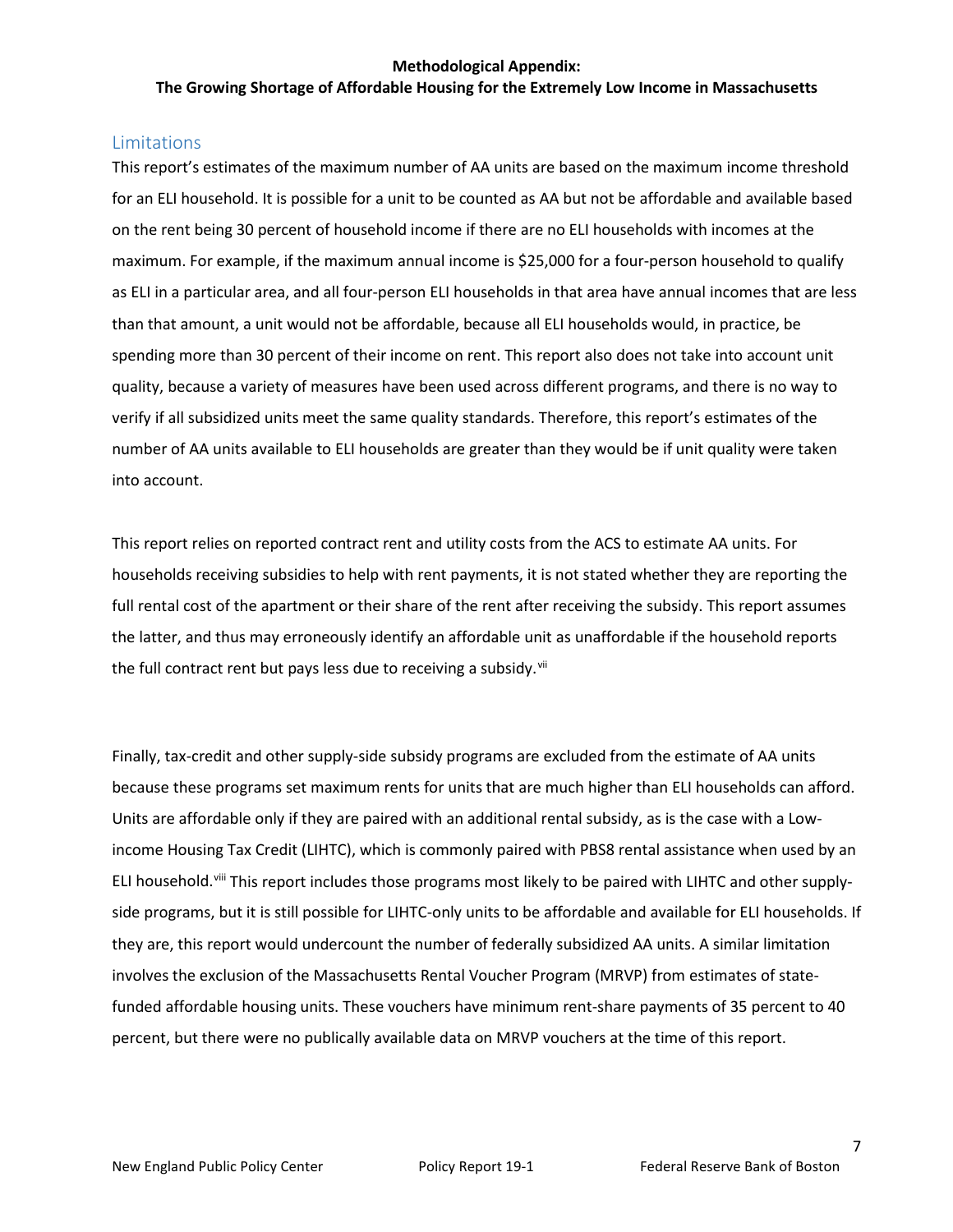## Limitations

This report's estimates of the maximum number of AA units are based on the maximum income threshold for an ELI household. It is possible for a unit to be counted as AA but not be affordable and available based on the rent being 30 percent of household income if there are no ELI households with incomes at the maximum. For example, if the maximum annual income is $25,000 for a four-person household to qualify as ELI in a particular area, and all four-person ELI households in that area have annual incomes that are less than that amount, a unit would not be affordable, because all ELI households would, in practice, be spending more than 30 percent of their income on rent. This report also does not take into account unit quality, because a variety of measures have been used across different programs, and there is no way to verify if all subsidized units meet the same quality standards. Therefore, this report's estimates of the number of AA units available to ELI households are greater than they would be if unit quality were taken into account.

This report relies on reported contract rent and utility costs from the ACS to estimate AA units. For households receiving subsidies to help with rent payments, it is not stated whether they are reporting the full rental cost of the apartment or their share of the rent after receiving the subsidy. This report assumes the latter, and thus may erroneously identify an affordable unit as unaffordable if the household reports the full contract rent but pays less due to receiving a subsidy.[vii]

Finally, tax-credit and other supply-side subsidy programs are excluded from the estimate of AA units because these programs set maximum rents for units that are much higher than ELI households can afford. Units are affordable only if they are paired with an additional rental subsidy, as is the case with a Low-income Housing Tax Credit (LIHTC), which is commonly paired with PBS8 rental assistance when used by an ELI household.[viii] This report includes those programs most likely to be paired with LIHTC and other supply-side programs, but it is still possible for LIHTC-only units to be affordable and available for ELI households. If they are, this report would undercount the number of federally subsidized AA units. A similar limitation involves the exclusion of the Massachusetts Rental Voucher Program (MRVP) from estimates of state-funded affordable housing units. These vouchers have minimum rent-share payments of 35 percent to 40 percent, but there were no publically available data on MRVP vouchers at the time of this report.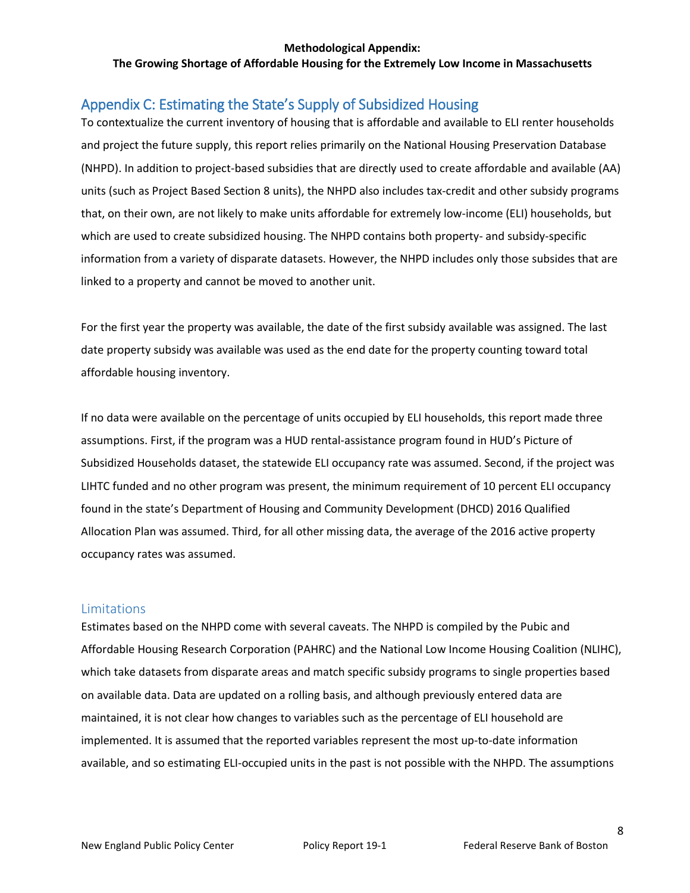## Appendix C: Estimating the State's Supply of Subsidized Housing

To contextualize the current inventory of housing that is affordable and available to ELI renter households and project the future supply, this report relies primarily on the National Housing Preservation Database (NHPD). In addition to project-based subsidies that are directly used to create affordable and available (AA) units (such as Project Based Section 8 units), the NHPD also includes tax-credit and other subsidy programs that, on their own, are not likely to make units affordable for extremely low-income (ELI) households, but which are used to create subsidized housing. The NHPD contains both property- and subsidy-specific information from a variety of disparate datasets. However, the NHPD includes only those subsides that are linked to a property and cannot be moved to another unit.

For the first year the property was available, the date of the first subsidy available was assigned. The last date property subsidy was available was used as the end date for the property counting toward total affordable housing inventory.

If no data were available on the percentage of units occupied by ELI households, this report made three assumptions. First, if the program was a HUD rental-assistance program found in HUD's Picture of Subsidized Households dataset, the statewide ELI occupancy rate was assumed. Second, if the project was LIHTC funded and no other program was present, the minimum requirement of 10 percent ELI occupancy found in the state's Department of Housing and Community Development (DHCD) 2016 Qualified Allocation Plan was assumed. Third, for all other missing data, the average of the 2016 active property occupancy rates was assumed.

### Limitations

Estimates based on the NHPD come with several caveats. The NHPD is compiled by the Pubic and Affordable Housing Research Corporation (PAHRC) and the National Low Income Housing Coalition (NLIHC), which take datasets from disparate areas and match specific subsidy programs to single properties based on available data. Data are updated on a rolling basis, and although previously entered data are maintained, it is not clear how changes to variables such as the percentage of ELI household are implemented. It is assumed that the reported variables represent the most up-to-date information available, and so estimating ELI-occupied units in the past is not possible with the NHPD. The assumptions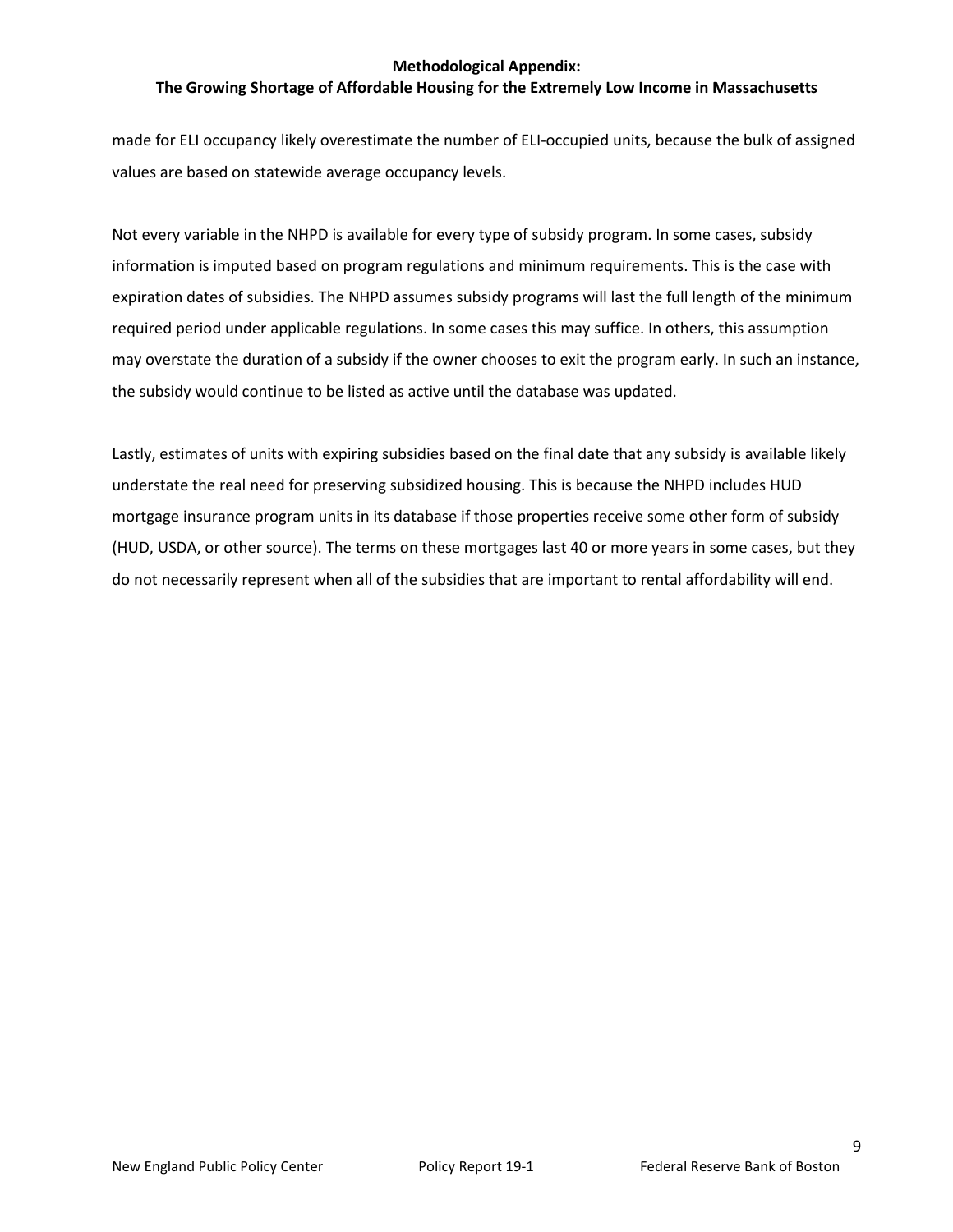made for ELI occupancy likely overestimate the number of ELI-occupied units, because the bulk of assigned values are based on statewide average occupancy levels.

Not every variable in the NHPD is available for every type of subsidy program. In some cases, subsidy information is imputed based on program regulations and minimum requirements. This is the case with expiration dates of subsidies. The NHPD assumes subsidy programs will last the full length of the minimum required period under applicable regulations. In some cases this may suffice. In others, this assumption may overstate the duration of a subsidy if the owner chooses to exit the program early. In such an instance, the subsidy would continue to be listed as active until the database was updated.

Lastly, estimates of units with expiring subsidies based on the final date that any subsidy is available likely understate the real need for preserving subsidized housing. This is because the NHPD includes HUD mortgage insurance program units in its database if those properties receive some other form of subsidy (HUD, USDA, or other source). The terms on these mortgages last 40 or more years in some cases, but they do not necessarily represent when all of the subsidies that are important to rental affordability will end.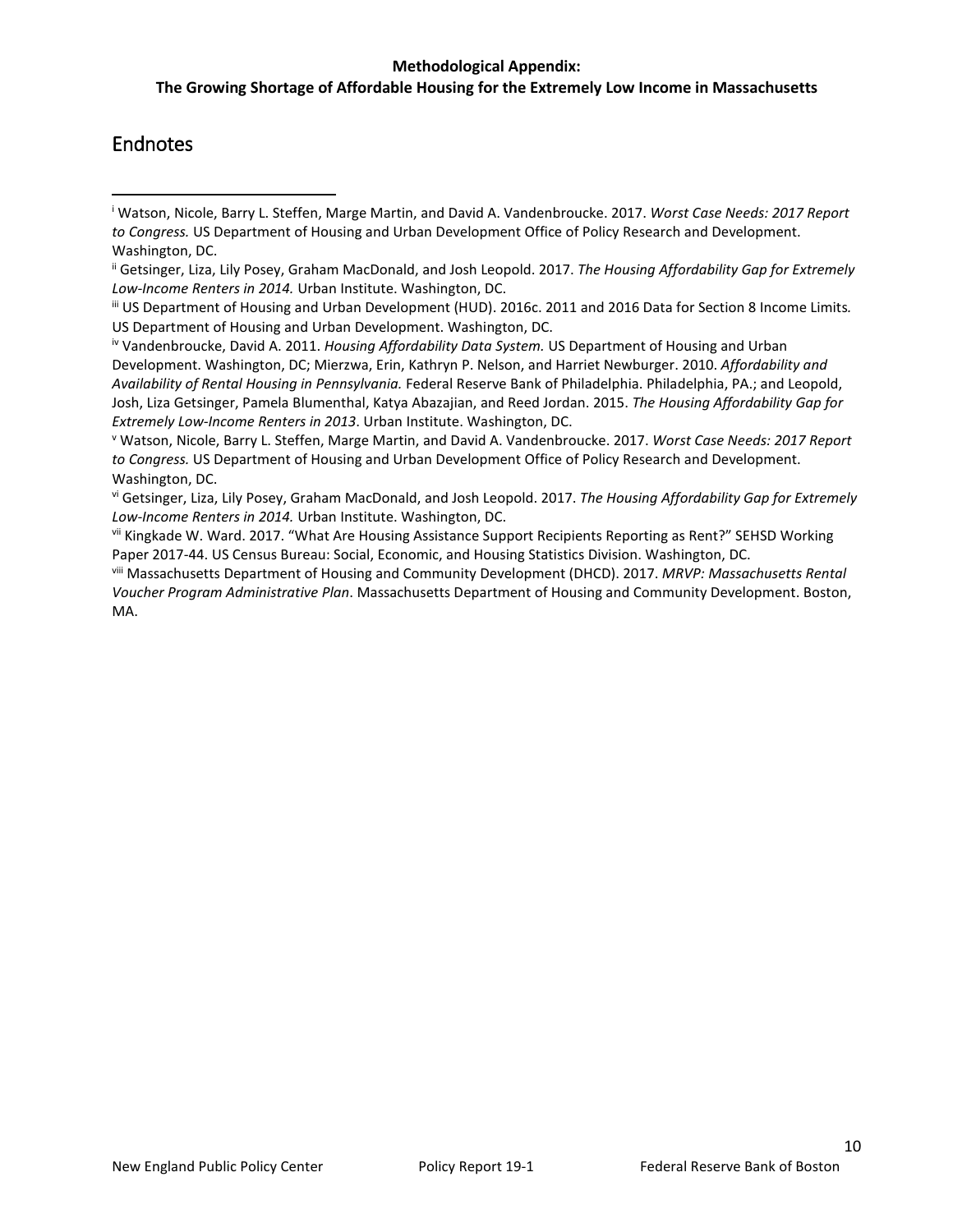## Endnotes

[i] Watson, Nicole, Barry L. Steffen, Marge Martin, and David A. Vandenbroucke. 2017. *Worst Case Needs: 2017 Report to Congress.* US Department of Housing and Urban Development Office of Policy Research and Development. Washington, DC.

[ii] Getsinger, Liza, Lily Posey, Graham MacDonald, and Josh Leopold. 2017. *The Housing Affordability Gap for Extremely Low-Income Renters in 2014.* Urban Institute. Washington, DC.

[iii] US Department of Housing and Urban Development (HUD). 2016c. 2011 and 2016 Data for Section 8 Income Limits. US Department of Housing and Urban Development. Washington, DC.

[iv] Vandenbroucke, David A. 2011. *Housing Affordability Data System.* US Department of Housing and Urban Development. Washington, DC; Mierzwa, Erin, Kathryn P. Nelson, and Harriet Newburger. 2010. *Affordability and Availability of Rental Housing in Pennsylvania.* Federal Reserve Bank of Philadelphia. Philadelphia, PA.; and Leopold, Josh, Liza Getsinger, Pamela Blumenthal, Katya Abazajian, and Reed Jordan. 2015. *The Housing Affordability Gap for Extremely Low-Income Renters in 2013*. Urban Institute. Washington, DC.

[v] Watson, Nicole, Barry L. Steffen, Marge Martin, and David A. Vandenbroucke. 2017. *Worst Case Needs: 2017 Report to Congress.* US Department of Housing and Urban Development Office of Policy Research and Development. Washington, DC.

[vi] Getsinger, Liza, Lily Posey, Graham MacDonald, and Josh Leopold. 2017. *The Housing Affordability Gap for Extremely Low-Income Renters in 2014.* Urban Institute. Washington, DC.

[vii] Kingkade W. Ward. 2017. "What Are Housing Assistance Support Recipients Reporting as Rent?" SEHSD Working Paper 2017-44. US Census Bureau: Social, Economic, and Housing Statistics Division. Washington, DC.

[viii] Massachusetts Department of Housing and Community Development (DHCD). 2017. *MRVP: Massachusetts Rental Voucher Program Administrative Plan*. Massachusetts Department of Housing and Community Development. Boston, MA.